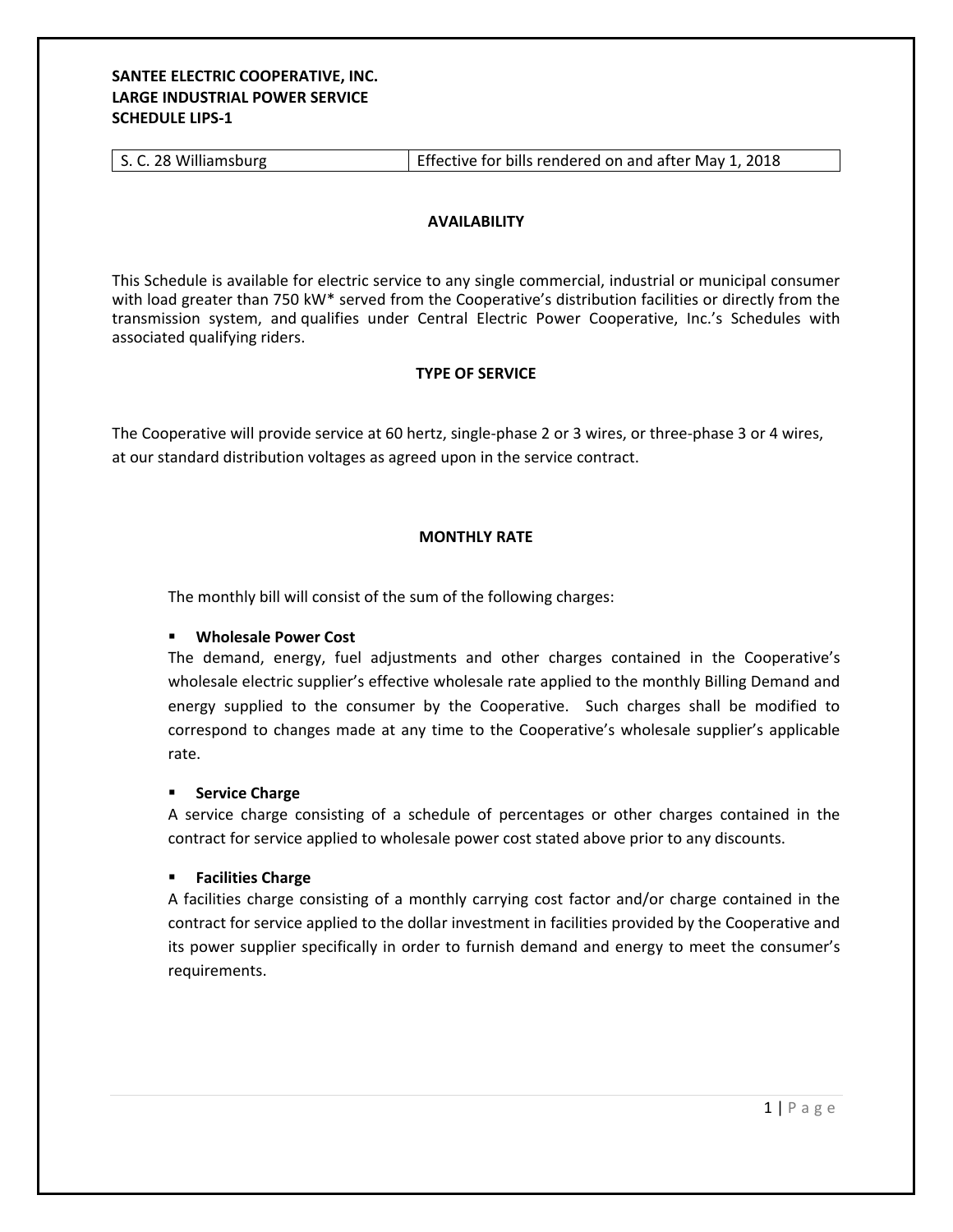**SANTEE ELECTRIC COOPERATIVE, INC.**
**LARGE INDUSTRIAL POWER SERVICE**
**SCHEDULE LIPS-1**

| S. C. 28 Williamsburg | Effective for bills rendered on and after May 1, 2018 |
|---|---|

## AVAILABILITY

This Schedule is available for electric service to any single commercial, industrial or municipal consumer with load greater than 750 kW* served from the Cooperative's distribution facilities or directly from the transmission system, and qualifies under Central Electric Power Cooperative, Inc.'s Schedules with associated qualifying riders.

## TYPE OF SERVICE

The Cooperative will provide service at 60 hertz, single-phase 2 or 3 wires, or three-phase 3 or 4 wires, at our standard distribution voltages as agreed upon in the service contract.

## MONTHLY RATE

The monthly bill will consist of the sum of the following charges:

- **Wholesale Power Cost**
  The demand, energy, fuel adjustments and other charges contained in the Cooperative's wholesale electric supplier's effective wholesale rate applied to the monthly Billing Demand and energy supplied to the consumer by the Cooperative. Such charges shall be modified to correspond to changes made at any time to the Cooperative's wholesale supplier's applicable rate.

- **Service Charge**
  A service charge consisting of a schedule of percentages or other charges contained in the contract for service applied to wholesale power cost stated above prior to any discounts.

- **Facilities Charge**
  A facilities charge consisting of a monthly carrying cost factor and/or charge contained in the contract for service applied to the dollar investment in facilities provided by the Cooperative and its power supplier specifically in order to furnish demand and energy to meet the consumer's requirements.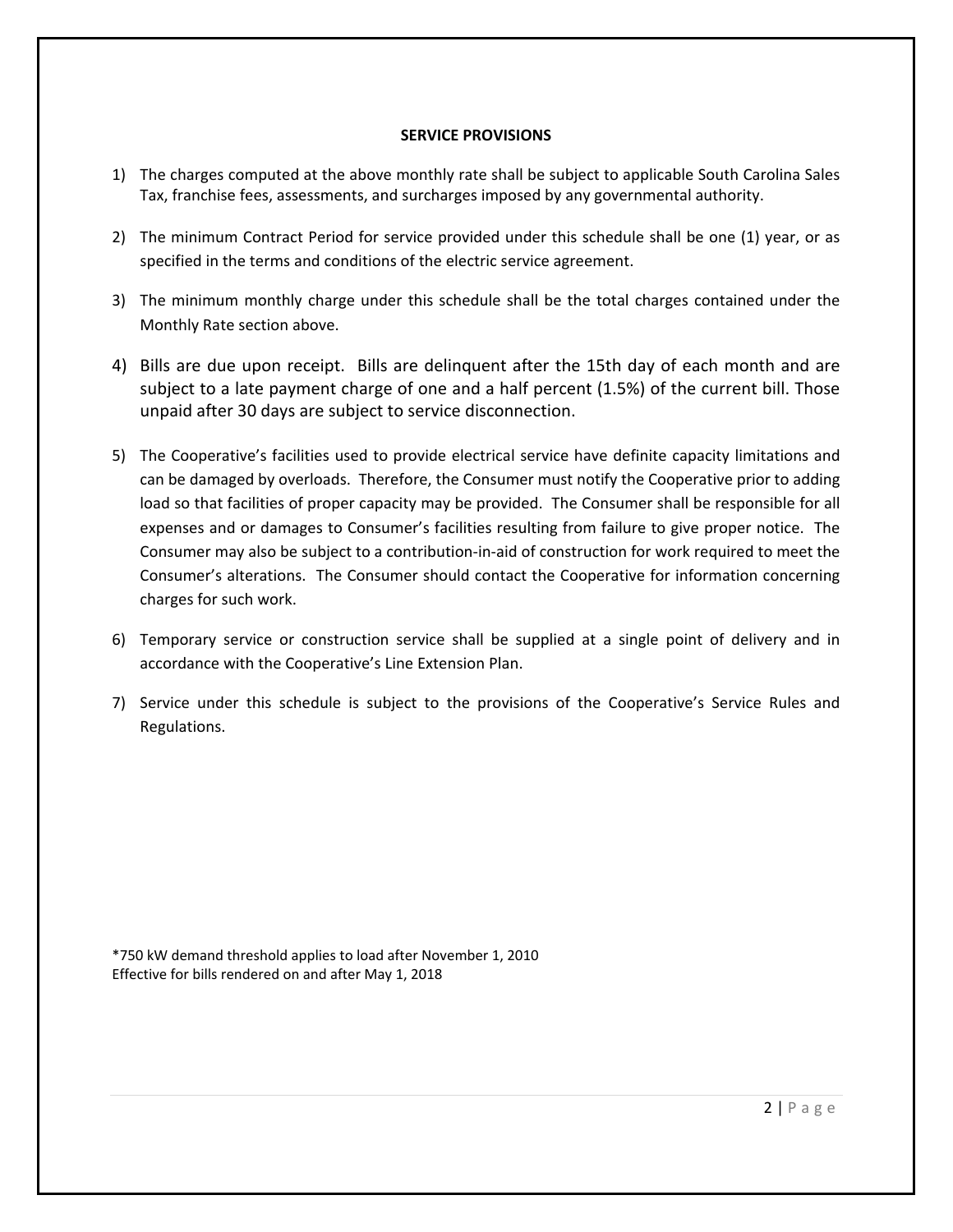**SERVICE PROVISIONS**

1) The charges computed at the above monthly rate shall be subject to applicable South Carolina Sales Tax, franchise fees, assessments, and surcharges imposed by any governmental authority.

2) The minimum Contract Period for service provided under this schedule shall be one (1) year, or as specified in the terms and conditions of the electric service agreement.

3) The minimum monthly charge under this schedule shall be the total charges contained under the Monthly Rate section above.

4) Bills are due upon receipt. Bills are delinquent after the 15th day of each month and are subject to a late payment charge of one and a half percent (1.5%) of the current bill. Those unpaid after 30 days are subject to service disconnection.

5) The Cooperative's facilities used to provide electrical service have definite capacity limitations and can be damaged by overloads. Therefore, the Consumer must notify the Cooperative prior to adding load so that facilities of proper capacity may be provided. The Consumer shall be responsible for all expenses and or damages to Consumer's facilities resulting from failure to give proper notice. The Consumer may also be subject to a contribution-in-aid of construction for work required to meet the Consumer's alterations. The Consumer should contact the Cooperative for information concerning charges for such work.

6) Temporary service or construction service shall be supplied at a single point of delivery and in accordance with the Cooperative's Line Extension Plan.

7) Service under this schedule is subject to the provisions of the Cooperative's Service Rules and Regulations.

*750 kW demand threshold applies to load after November 1, 2010
Effective for bills rendered on and after May 1, 2018